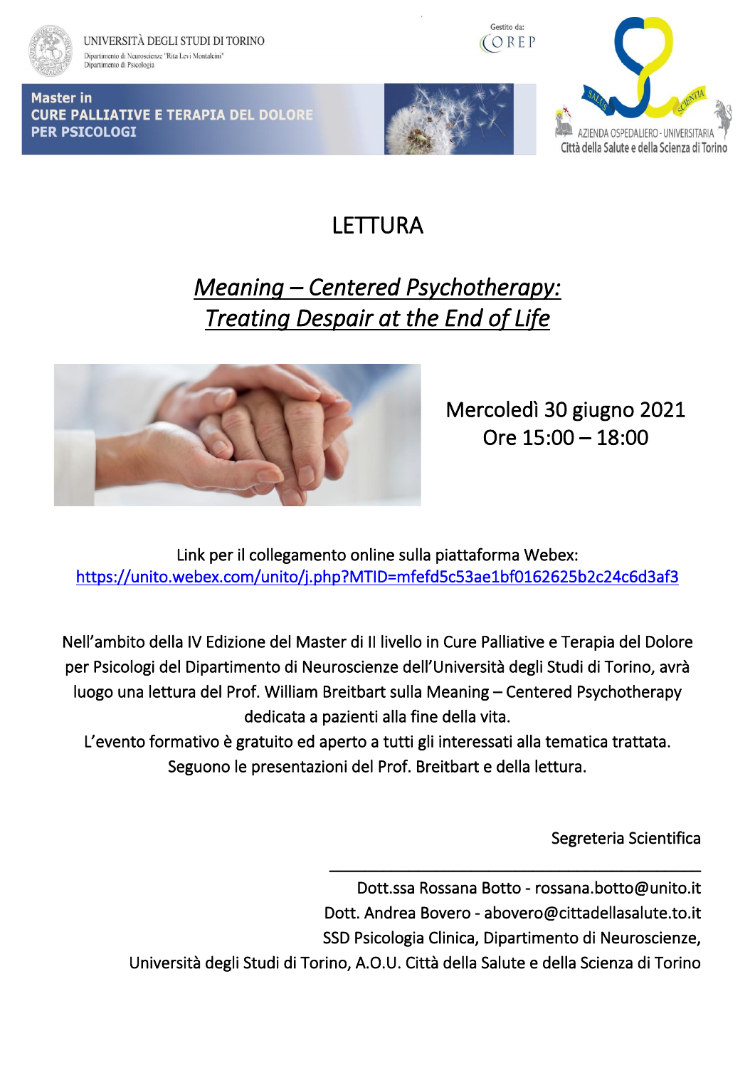UNIVERSITÀ DEGLI STUDI DI TORINO
Dipartimento di Neuroscienze "Rita Levi Montalcini"
Dipartimento di Psicologia

Gestito da: COREP

**Master in**
**CURE PALLIATIVE E TERAPIA DEL DOLORE**
**PER PSICOLOGI**

AZIENDA OSPEDALIERO - UNIVERSITARIA
Città della Salute e della Scienza di Torino

# LETTURA

## *Meaning – Centered Psychotherapy: Treating Despair at the End of Life*

Mercoledì 30 giugno 2021
Ore 15:00 – 18:00

Link per il collegamento online sulla piattaforma Webex:
https://unito.webex.com/unito/j.php?MTID=mfefd5c53ae1bf0162625b2c24c6d3af3

Nell'ambito della IV Edizione del Master di II livello in Cure Palliative e Terapia del Dolore per Psicologi del Dipartimento di Neuroscienze dell'Università degli Studi di Torino, avrà luogo una lettura del Prof. William Breitbart sulla Meaning – Centered Psychotherapy dedicata a pazienti alla fine della vita.
L'evento formativo è gratuito ed aperto a tutti gli interessati alla tematica trattata.
Seguono le presentazioni del Prof. Breitbart e della lettura.

Segreteria Scientifica

---

Dott.ssa Rossana Botto - rossana.botto@unito.it
Dott. Andrea Bovero - abovero@cittadellasalute.to.it
SSD Psicologia Clinica, Dipartimento di Neuroscienze,
Università degli Studi di Torino, A.O.U. Città della Salute e della Scienza di Torino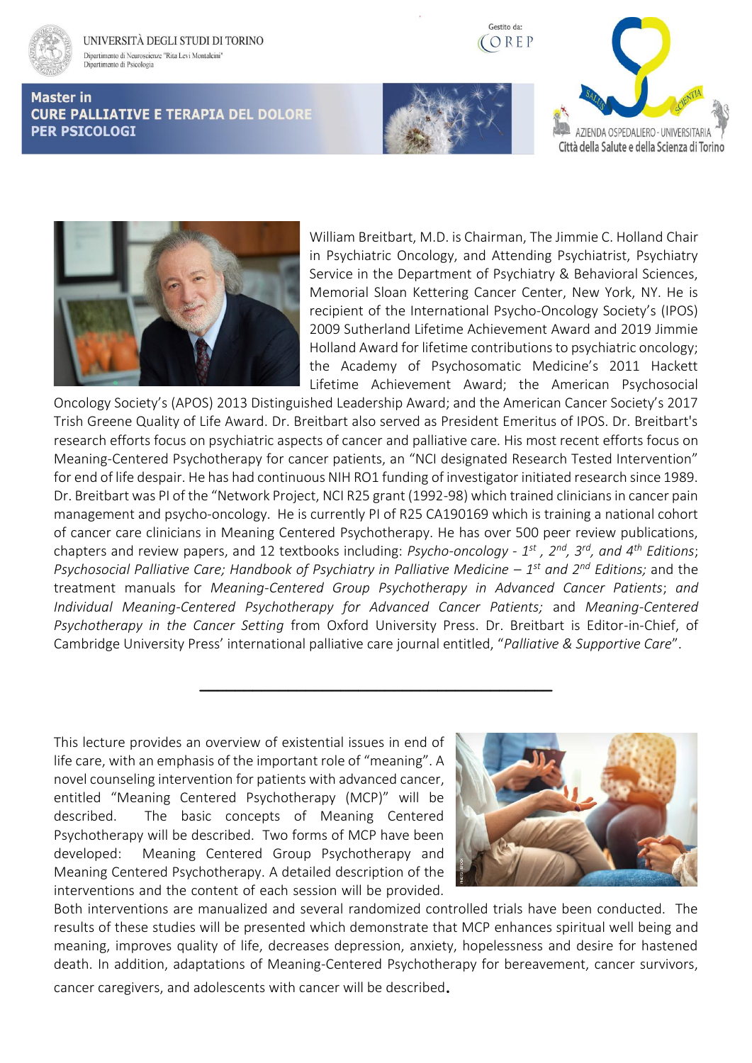UNIVERSITÀ DEGLI STUDI DI TORINO
Dipartimento di Neuroscienze "Rita Levi Montalcini"
Dipartimento di Psicologia

Gestito da: COREP

**Master in**
**CURE PALLIATIVE E TERAPIA DEL DOLORE**
**PER PSICOLOGI**

AZIENDA OSPEDALIERO - UNIVERSITARIA
Città della Salute e della Scienza di Torino

William Breitbart, M.D. is Chairman, The Jimmie C. Holland Chair in Psychiatric Oncology, and Attending Psychiatrist, Psychiatry Service in the Department of Psychiatry & Behavioral Sciences, Memorial Sloan Kettering Cancer Center, New York, NY. He is recipient of the International Psycho-Oncology Society's (IPOS) 2009 Sutherland Lifetime Achievement Award and 2019 Jimmie Holland Award for lifetime contributions to psychiatric oncology; the Academy of Psychosomatic Medicine's 2011 Hackett Lifetime Achievement Award; the American Psychosocial Oncology Society's (APOS) 2013 Distinguished Leadership Award; and the American Cancer Society's 2017 Trish Greene Quality of Life Award. Dr. Breitbart also served as President Emeritus of IPOS. Dr. Breitbart's research efforts focus on psychiatric aspects of cancer and palliative care. His most recent efforts focus on Meaning-Centered Psychotherapy for cancer patients, an "NCI designated Research Tested Intervention" for end of life despair. He has had continuous NIH RO1 funding of investigator initiated research since 1989. Dr. Breitbart was PI of the "Network Project, NCI R25 grant (1992-98) which trained clinicians in cancer pain management and psycho-oncology. He is currently PI of R25 CA190169 which is training a national cohort of cancer care clinicians in Meaning Centered Psychotherapy. He has over 500 peer review publications, chapters and review papers, and 12 textbooks including: *Psycho-oncology - 1st, 2nd, 3rd, and 4th Editions*; *Psychosocial Palliative Care; Handbook of Psychiatry in Palliative Medicine – 1st and 2nd Editions;* and the treatment manuals for *Meaning-Centered Group Psychotherapy in Advanced Cancer Patients*; *and Individual Meaning-Centered Psychotherapy for Advanced Cancer Patients;* and *Meaning-Centered Psychotherapy in the Cancer Setting* from Oxford University Press. Dr. Breitbart is Editor-in-Chief, of Cambridge University Press' international palliative care journal entitled, "*Palliative & Supportive Care*".

---

This lecture provides an overview of existential issues in end of life care, with an emphasis of the important role of "meaning". A novel counseling intervention for patients with advanced cancer, entitled "Meaning Centered Psychotherapy (MCP)" will be described. The basic concepts of Meaning Centered Psychotherapy will be described. Two forms of MCP have been developed: Meaning Centered Group Psychotherapy and Meaning Centered Psychotherapy. A detailed description of the interventions and the content of each session will be provided. Both interventions are manualized and several randomized controlled trials have been conducted. The results of these studies will be presented which demonstrate that MCP enhances spiritual well being and meaning, improves quality of life, decreases depression, anxiety, hopelessness and desire for hastened death. In addition, adaptations of Meaning-Centered Psychotherapy for bereavement, cancer survivors, cancer caregivers, and adolescents with cancer will be described.